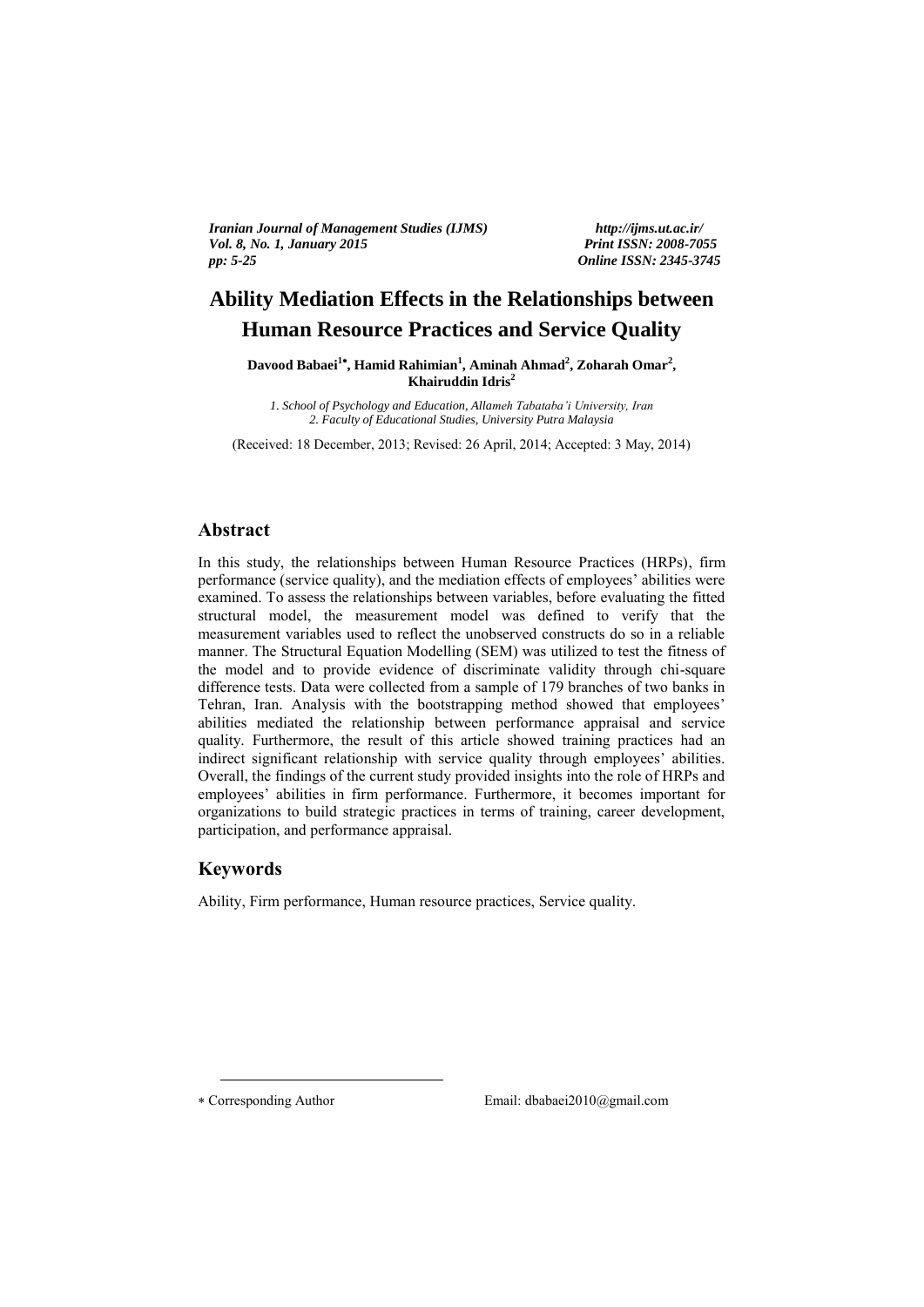# Ability Mediation Effects in the Relationships between Human Resource Practices and Service Quality

**Davood Babaei[1*], Hamid Rahimian[1], Aminah Ahmad[2], Zoharah Omar[2], Khairuddin Idris[2]**

*1. School of Psychology and Education, Allameh Tabataba'i University, Iran*
*2. Faculty of Educational Studies, University Putra Malaysia*

(Received: 18 December, 2013; Revised: 26 April, 2014; Accepted: 3 May, 2014)

## Abstract

In this study, the relationships between Human Resource Practices (HRPs), firm performance (service quality), and the mediation effects of employees' abilities were examined. To assess the relationships between variables, before evaluating the fitted structural model, the measurement model was defined to verify that the measurement variables used to reflect the unobserved constructs do so in a reliable manner. The Structural Equation Modelling (SEM) was utilized to test the fitness of the model and to provide evidence of discriminate validity through chi-square difference tests. Data were collected from a sample of 179 branches of two banks in Tehran, Iran. Analysis with the bootstrapping method showed that employees' abilities mediated the relationship between performance appraisal and service quality. Furthermore, the result of this article showed training practices had an indirect significant relationship with service quality through employees' abilities. Overall, the findings of the current study provided insights into the role of HRPs and employees' abilities in firm performance. Furthermore, it becomes important for organizations to build strategic practices in terms of training, career development, participation, and performance appraisal.

## Keywords

Ability, Firm performance, Human resource practices, Service quality.

---

* Corresponding Author Email: dbabaei2010@gmail.com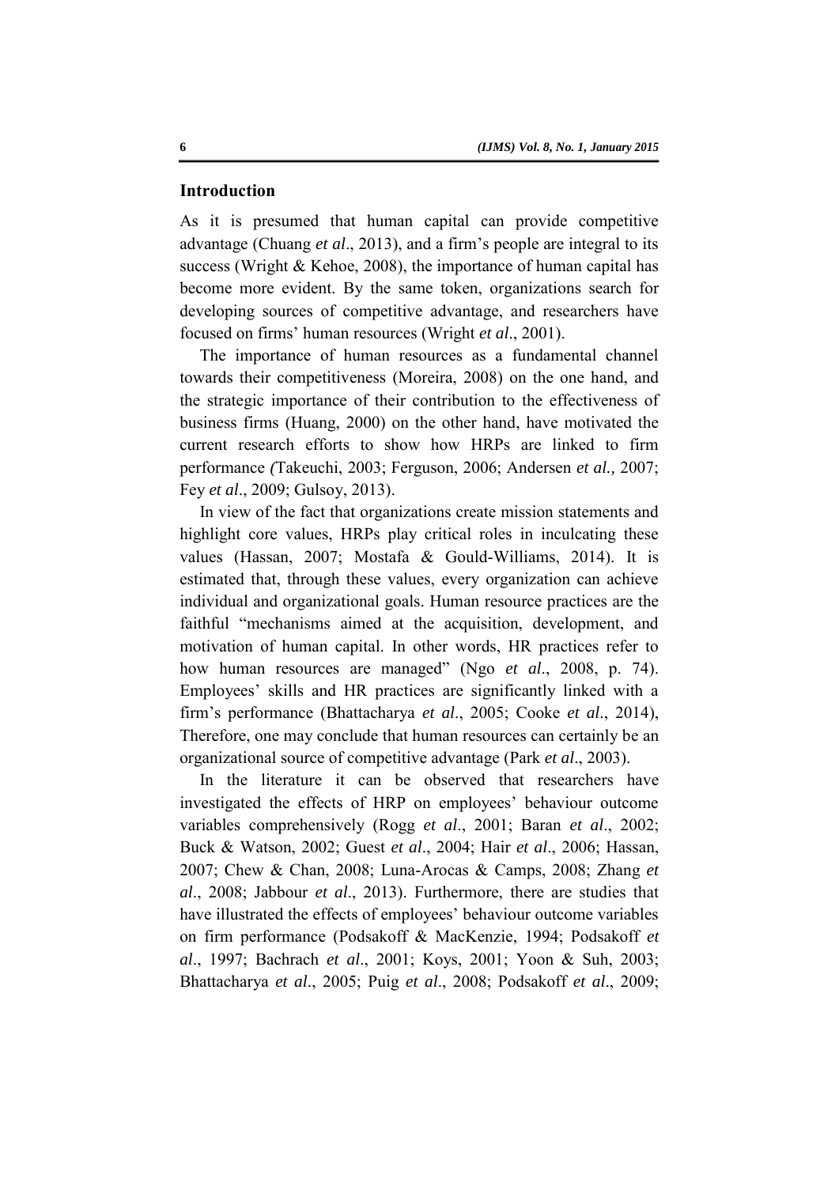## Introduction

As it is presumed that human capital can provide competitive advantage (Chuang *et al*., 2013), and a firm's people are integral to its success (Wright & Kehoe, 2008), the importance of human capital has become more evident. By the same token, organizations search for developing sources of competitive advantage, and researchers have focused on firms' human resources (Wright *et al*., 2001).

The importance of human resources as a fundamental channel towards their competitiveness (Moreira, 2008) on the one hand, and the strategic importance of their contribution to the effectiveness of business firms (Huang, 2000) on the other hand, have motivated the current research efforts to show how HRPs are linked to firm performance *(*Takeuchi, 2003; Ferguson, 2006; Andersen *et al.,* 2007; Fey *et al*., 2009; Gulsoy, 2013).

In view of the fact that organizations create mission statements and highlight core values, HRPs play critical roles in inculcating these values (Hassan, 2007; Mostafa & Gould-Williams, 2014). It is estimated that, through these values, every organization can achieve individual and organizational goals. Human resource practices are the faithful "mechanisms aimed at the acquisition, development, and motivation of human capital. In other words, HR practices refer to how human resources are managed" (Ngo *et al*., 2008, p. 74). Employees' skills and HR practices are significantly linked with a firm's performance (Bhattacharya *et al*., 2005; Cooke *et al*., 2014), Therefore, one may conclude that human resources can certainly be an organizational source of competitive advantage (Park *et al*., 2003).

In the literature it can be observed that researchers have investigated the effects of HRP on employees' behaviour outcome variables comprehensively (Rogg *et al*., 2001; Baran *et al*., 2002; Buck & Watson, 2002; Guest *et al*., 2004; Hair *et al*., 2006; Hassan, 2007; Chew & Chan, 2008; Luna-Arocas & Camps, 2008; Zhang *et al*., 2008; Jabbour *et al*., 2013). Furthermore, there are studies that have illustrated the effects of employees' behaviour outcome variables on firm performance (Podsakoff & MacKenzie, 1994; Podsakoff *et al*., 1997; Bachrach *et al*., 2001; Koys, 2001; Yoon & Suh, 2003; Bhattacharya *et al*., 2005; Puig *et al*., 2008; Podsakoff *et al*., 2009;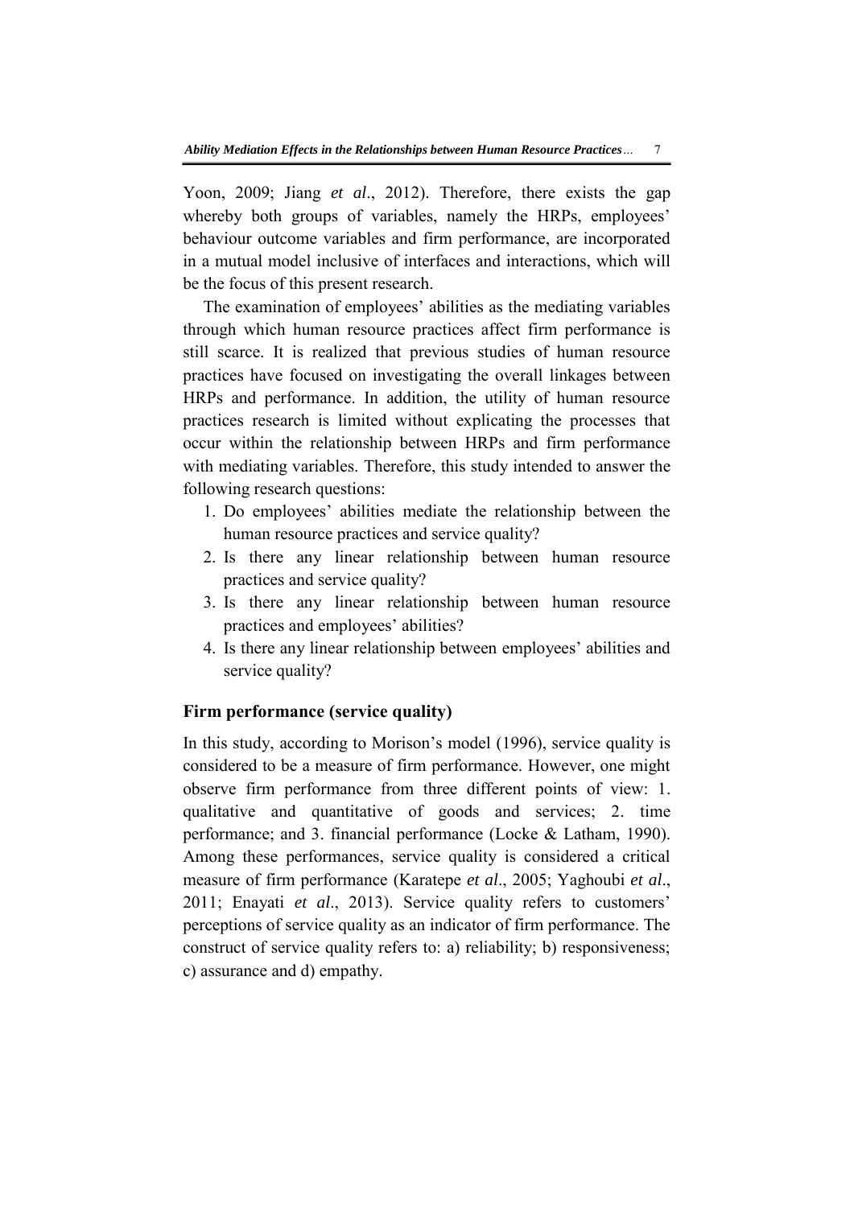Yoon, 2009; Jiang *et al*., 2012). Therefore, there exists the gap whereby both groups of variables, namely the HRPs, employees' behaviour outcome variables and firm performance, are incorporated in a mutual model inclusive of interfaces and interactions, which will be the focus of this present research.

The examination of employees' abilities as the mediating variables through which human resource practices affect firm performance is still scarce. It is realized that previous studies of human resource practices have focused on investigating the overall linkages between HRPs and performance. In addition, the utility of human resource practices research is limited without explicating the processes that occur within the relationship between HRPs and firm performance with mediating variables. Therefore, this study intended to answer the following research questions:

1. Do employees' abilities mediate the relationship between the human resource practices and service quality?
2. Is there any linear relationship between human resource practices and service quality?
3. Is there any linear relationship between human resource practices and employees' abilities?
4. Is there any linear relationship between employees' abilities and service quality?

## Firm performance (service quality)

In this study, according to Morison's model (1996), service quality is considered to be a measure of firm performance. However, one might observe firm performance from three different points of view: 1. qualitative and quantitative of goods and services; 2. time performance; and 3. financial performance (Locke & Latham, 1990). Among these performances, service quality is considered a critical measure of firm performance (Karatepe *et al*., 2005; Yaghoubi *et al*., 2011; Enayati *et al*., 2013). Service quality refers to customers' perceptions of service quality as an indicator of firm performance. The construct of service quality refers to: a) reliability; b) responsiveness; c) assurance and d) empathy.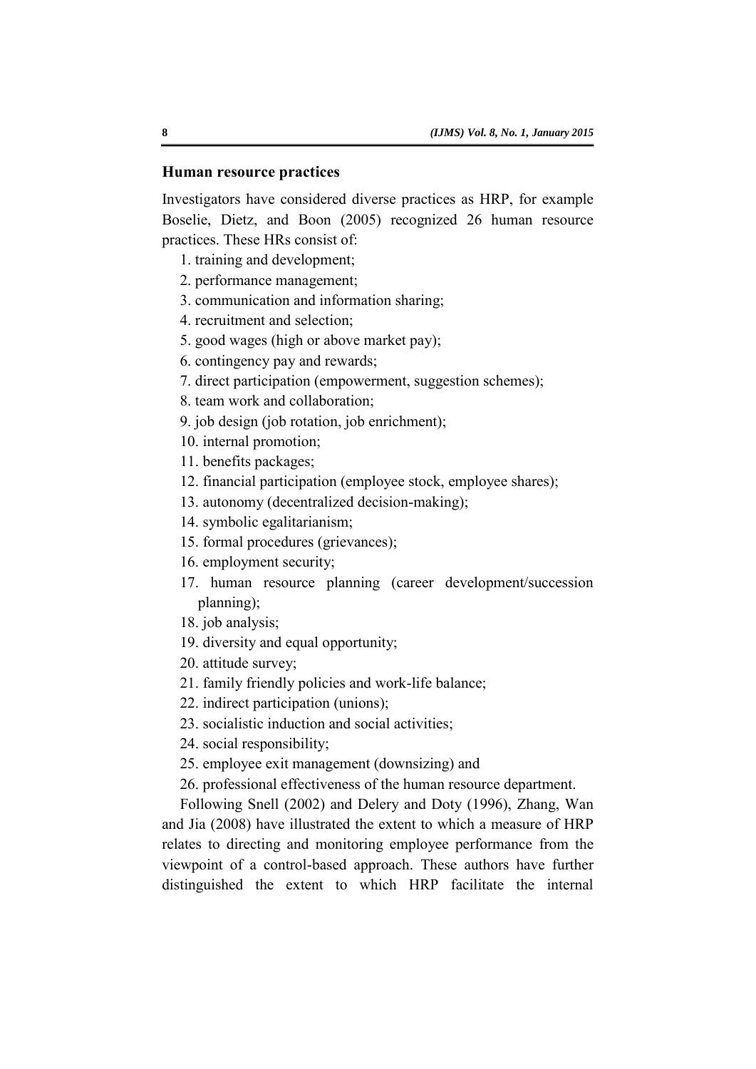## Human resource practices

Investigators have considered diverse practices as HRP, for example Boselie, Dietz, and Boon (2005) recognized 26 human resource practices. These HRs consist of:

1. training and development;
2. performance management;
3. communication and information sharing;
4. recruitment and selection;
5. good wages (high or above market pay);
6. contingency pay and rewards;
7. direct participation (empowerment, suggestion schemes);
8. team work and collaboration;
9. job design (job rotation, job enrichment);
10. internal promotion;
11. benefits packages;
12. financial participation (employee stock, employee shares);
13. autonomy (decentralized decision-making);
14. symbolic egalitarianism;
15. formal procedures (grievances);
16. employment security;
17. human resource planning (career development/succession planning);
18. job analysis;
19. diversity and equal opportunity;
20. attitude survey;
21. family friendly policies and work-life balance;
22. indirect participation (unions);
23. socialistic induction and social activities;
24. social responsibility;
25. employee exit management (downsizing) and
26. professional effectiveness of the human resource department.

Following Snell (2002) and Delery and Doty (1996), Zhang, Wan and Jia (2008) have illustrated the extent to which a measure of HRP relates to directing and monitoring employee performance from the viewpoint of a control-based approach. These authors have further distinguished the extent to which HRP facilitate the internal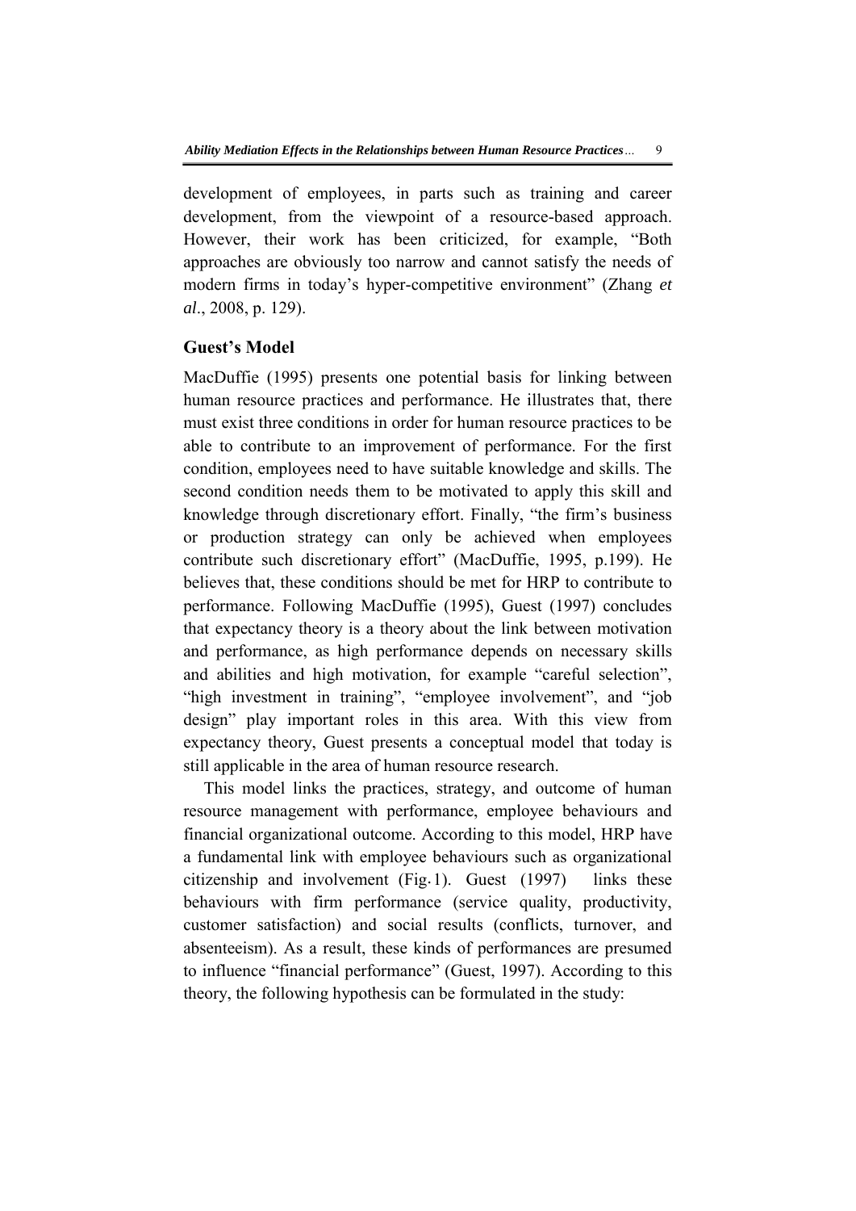development of employees, in parts such as training and career development, from the viewpoint of a resource-based approach. However, their work has been criticized, for example, "Both approaches are obviously too narrow and cannot satisfy the needs of modern firms in today's hyper-competitive environment" (Zhang *et al*., 2008, p. 129).

## Guest's Model

MacDuffie (1995) presents one potential basis for linking between human resource practices and performance. He illustrates that, there must exist three conditions in order for human resource practices to be able to contribute to an improvement of performance. For the first condition, employees need to have suitable knowledge and skills. The second condition needs them to be motivated to apply this skill and knowledge through discretionary effort. Finally, "the firm's business or production strategy can only be achieved when employees contribute such discretionary effort" (MacDuffie, 1995, p.199). He believes that, these conditions should be met for HRP to contribute to performance. Following MacDuffie (1995), Guest (1997) concludes that expectancy theory is a theory about the link between motivation and performance, as high performance depends on necessary skills and abilities and high motivation, for example "careful selection", "high investment in training", "employee involvement", and "job design" play important roles in this area. With this view from expectancy theory, Guest presents a conceptual model that today is still applicable in the area of human resource research.

This model links the practices, strategy, and outcome of human resource management with performance, employee behaviours and financial organizational outcome. According to this model, HRP have a fundamental link with employee behaviours such as organizational citizenship and involvement (Fig.1). Guest (1997) links these behaviours with firm performance (service quality, productivity, customer satisfaction) and social results (conflicts, turnover, and absenteeism). As a result, these kinds of performances are presumed to influence "financial performance" (Guest, 1997). According to this theory, the following hypothesis can be formulated in the study: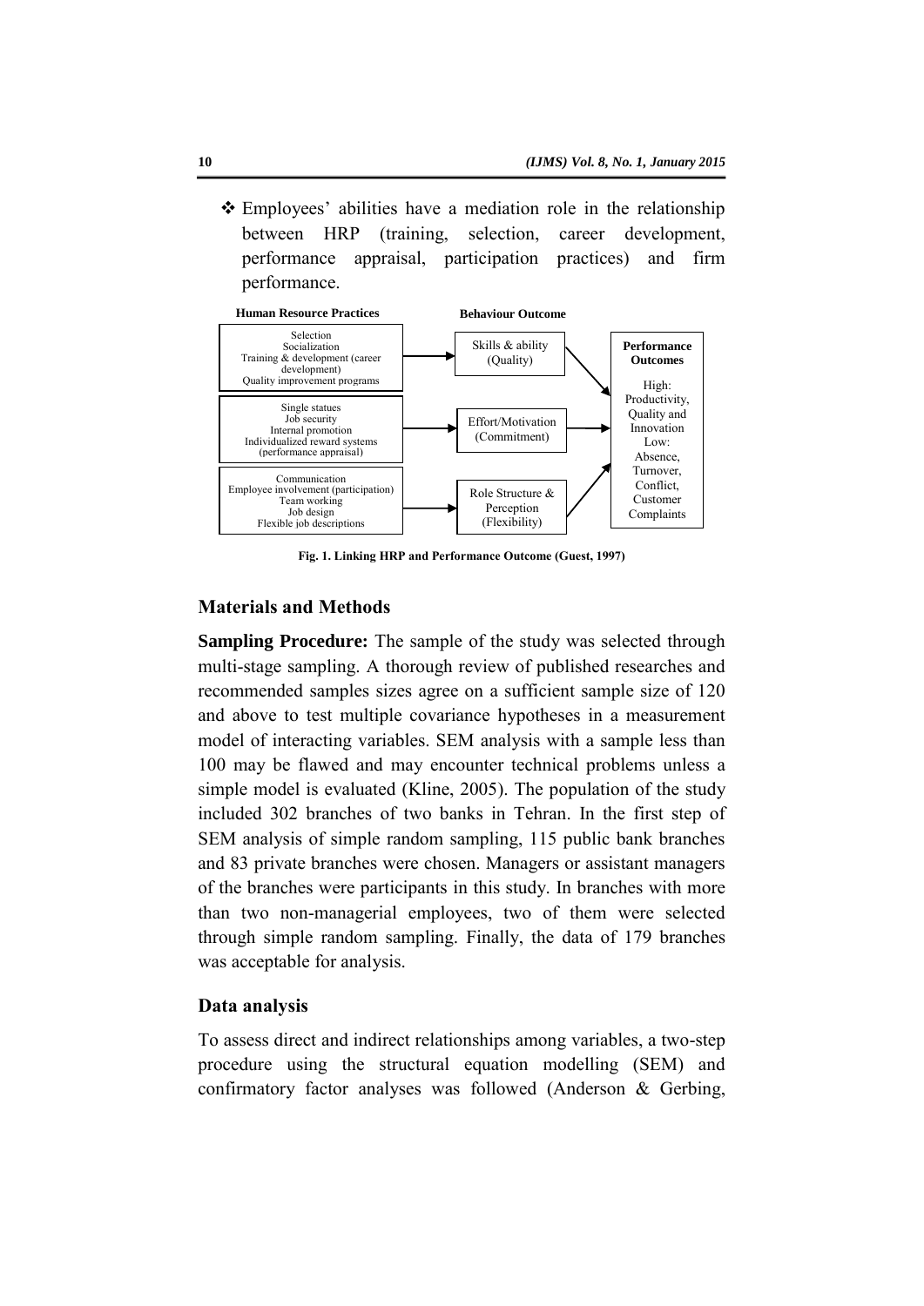- ❖ Employees' abilities have a mediation role in the relationship between HRP (training, selection, career development, performance appraisal, participation practices) and firm performance.

| Human Resource Practices | Behaviour Outcome | Performance Outcomes |
|---|---|---|
| Selection<br>Socialization<br>Training & development (career development)<br>Quality improvement programs | Skills & ability (Quality) | High: Productivity, Quality and Innovation<br>Low: Absence, Turnover, Conflict, Customer Complaints |
| Single statues<br>Job security<br>Internal promotion<br>Individualized reward systems (performance appraisal) | Effort/Motivation (Commitment) | |
| Communication<br>Employee involvement (participation)<br>Team working<br>Job design<br>Flexible job descriptions | Role Structure & Perception (Flexibility) | |

**Fig. 1. Linking HRP and Performance Outcome (Guest, 1997)**

## Materials and Methods

**Sampling Procedure:** The sample of the study was selected through multi-stage sampling. A thorough review of published researches and recommended samples sizes agree on a sufficient sample size of 120 and above to test multiple covariance hypotheses in a measurement model of interacting variables. SEM analysis with a sample less than 100 may be flawed and may encounter technical problems unless a simple model is evaluated (Kline, 2005). The population of the study included 302 branches of two banks in Tehran. In the first step of SEM analysis of simple random sampling, 115 public bank branches and 83 private branches were chosen. Managers or assistant managers of the branches were participants in this study. In branches with more than two non-managerial employees, two of them were selected through simple random sampling. Finally, the data of 179 branches was acceptable for analysis.

### Data analysis

To assess direct and indirect relationships among variables, a two-step procedure using the structural equation modelling (SEM) and confirmatory factor analyses was followed (Anderson & Gerbing,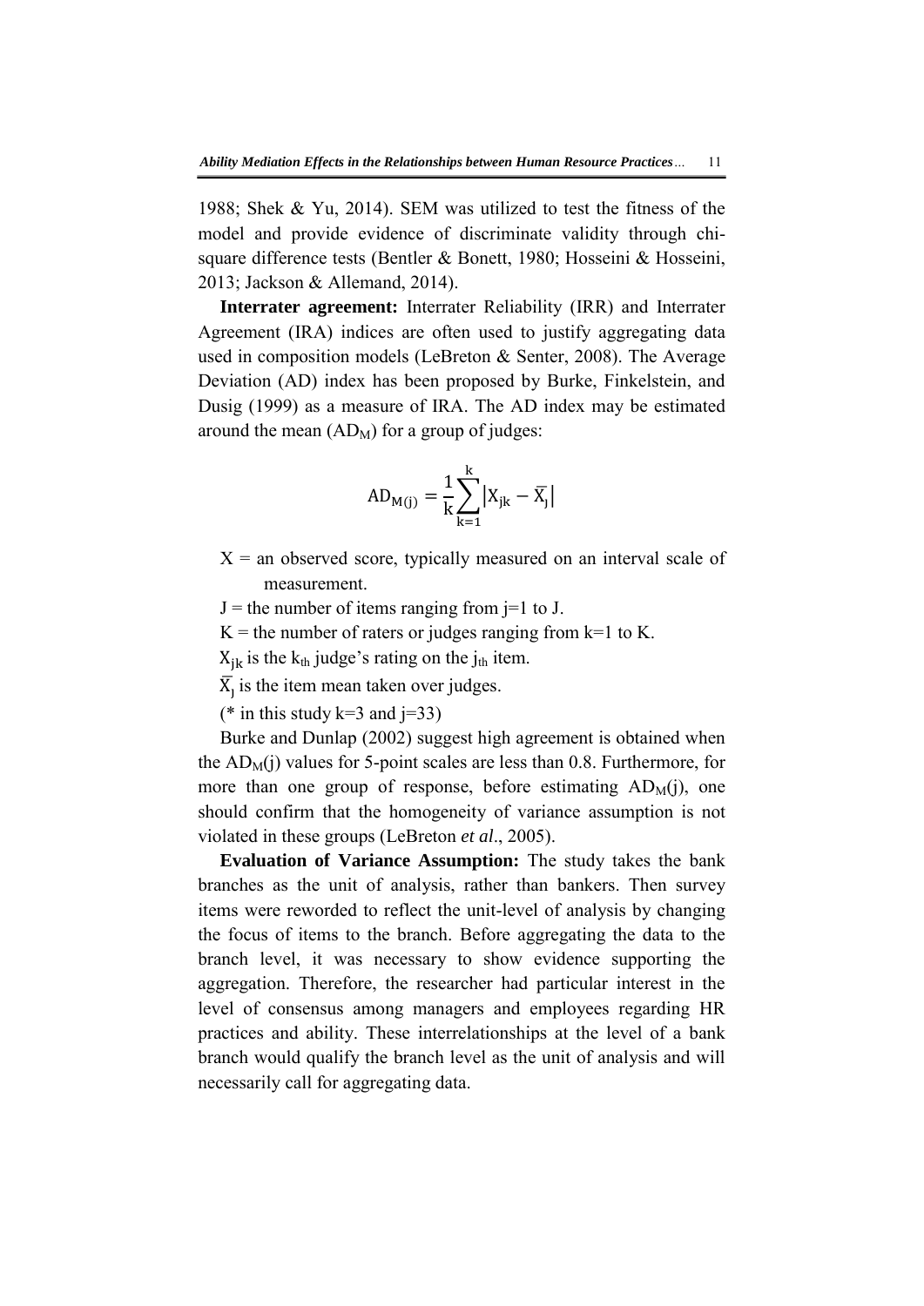1988; Shek & Yu, 2014). SEM was utilized to test the fitness of the model and provide evidence of discriminate validity through chi-square difference tests (Bentler & Bonett, 1980; Hosseini & Hosseini, 2013; Jackson & Allemand, 2014).

**Interrater agreement:** Interrater Reliability (IRR) and Interrater Agreement (IRA) indices are often used to justify aggregating data used in composition models (LeBreton & Senter, 2008). The Average Deviation (AD) index has been proposed by Burke, Finkelstein, and Dusig (1999) as a measure of IRA. The AD index may be estimated around the mean ($AD_M$) for a group of judges:

$$AD_{M(j)} = \frac{1}{k}\sum_{k=1}^{k}\left|X_{jk} - \overline{X}_{j}\right|$$

X = an observed score, typically measured on an interval scale of measurement.

J = the number of items ranging from j=1 to J.

K = the number of raters or judges ranging from k=1 to K.

$X_{jk}$ is the $k_{th}$ judge's rating on the $j_{th}$ item.

$\overline{X}_{j}$ is the item mean taken over judges.

(* in this study k=3 and j=33)

Burke and Dunlap (2002) suggest high agreement is obtained when the $AD_M$(j) values for 5-point scales are less than 0.8. Furthermore, for more than one group of response, before estimating $AD_M$(j), one should confirm that the homogeneity of variance assumption is not violated in these groups (LeBreton *et al*., 2005).

**Evaluation of Variance Assumption:** The study takes the bank branches as the unit of analysis, rather than bankers. Then survey items were reworded to reflect the unit-level of analysis by changing the focus of items to the branch. Before aggregating the data to the branch level, it was necessary to show evidence supporting the aggregation. Therefore, the researcher had particular interest in the level of consensus among managers and employees regarding HR practices and ability. These interrelationships at the level of a bank branch would qualify the branch level as the unit of analysis and will necessarily call for aggregating data.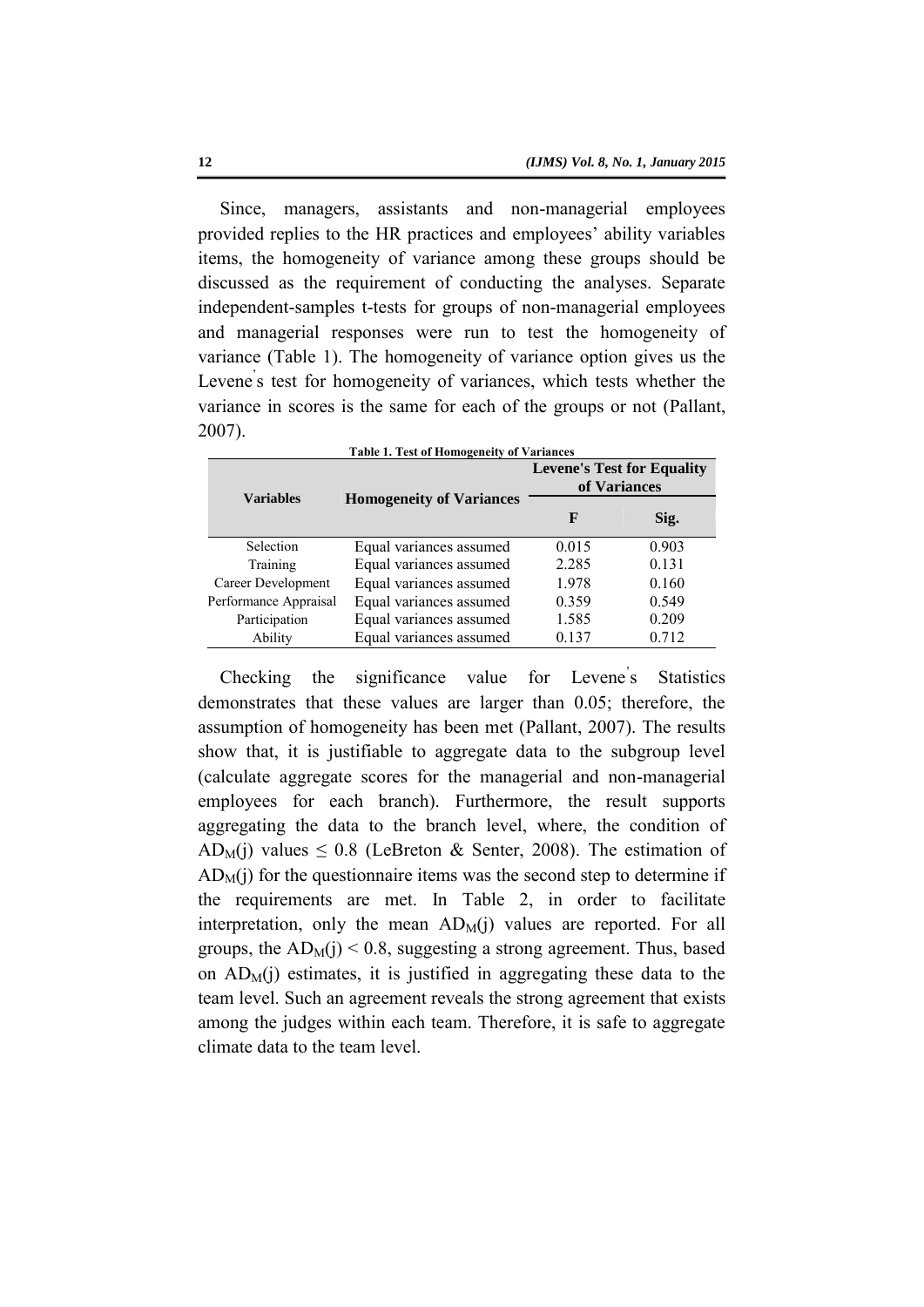Since, managers, assistants and non-managerial employees provided replies to the HR practices and employees' ability variables items, the homogeneity of variance among these groups should be discussed as the requirement of conducting the analyses. Separate independent-samples t-tests for groups of non-managerial employees and managerial responses were run to test the homogeneity of variance (Table 1). The homogeneity of variance option gives us the Levene's test for homogeneity of variances, which tests whether the variance in scores is the same for each of the groups or not (Pallant, 2007).

**Table 1. Test of Homogeneity of Variances**

| Variables | Homogeneity of Variances | Levene's Test for Equality of Variances | |
|---|---|---|---|
| | | F | Sig. |
| Selection | Equal variances assumed | 0.015 | 0.903 |
| Training | Equal variances assumed | 2.285 | 0.131 |
| Career Development | Equal variances assumed | 1.978 | 0.160 |
| Performance Appraisal | Equal variances assumed | 0.359 | 0.549 |
| Participation | Equal variances assumed | 1.585 | 0.209 |
| Ability | Equal variances assumed | 0.137 | 0.712 |

Checking the significance value for Levene's Statistics demonstrates that these values are larger than 0.05; therefore, the assumption of homogeneity has been met (Pallant, 2007). The results show that, it is justifiable to aggregate data to the subgroup level (calculate aggregate scores for the managerial and non-managerial employees for each branch). Furthermore, the result supports aggregating the data to the branch level, where, the condition of $AD_M(j)$ values $\leq 0.8$ (LeBreton & Senter, 2008). The estimation of $AD_M(j)$ for the questionnaire items was the second step to determine if the requirements are met. In Table 2, in order to facilitate interpretation, only the mean $AD_M(j)$ values are reported. For all groups, the $AD_M(j) < 0.8$, suggesting a strong agreement. Thus, based on $AD_M(j)$ estimates, it is justified in aggregating these data to the team level. Such an agreement reveals the strong agreement that exists among the judges within each team. Therefore, it is safe to aggregate climate data to the team level.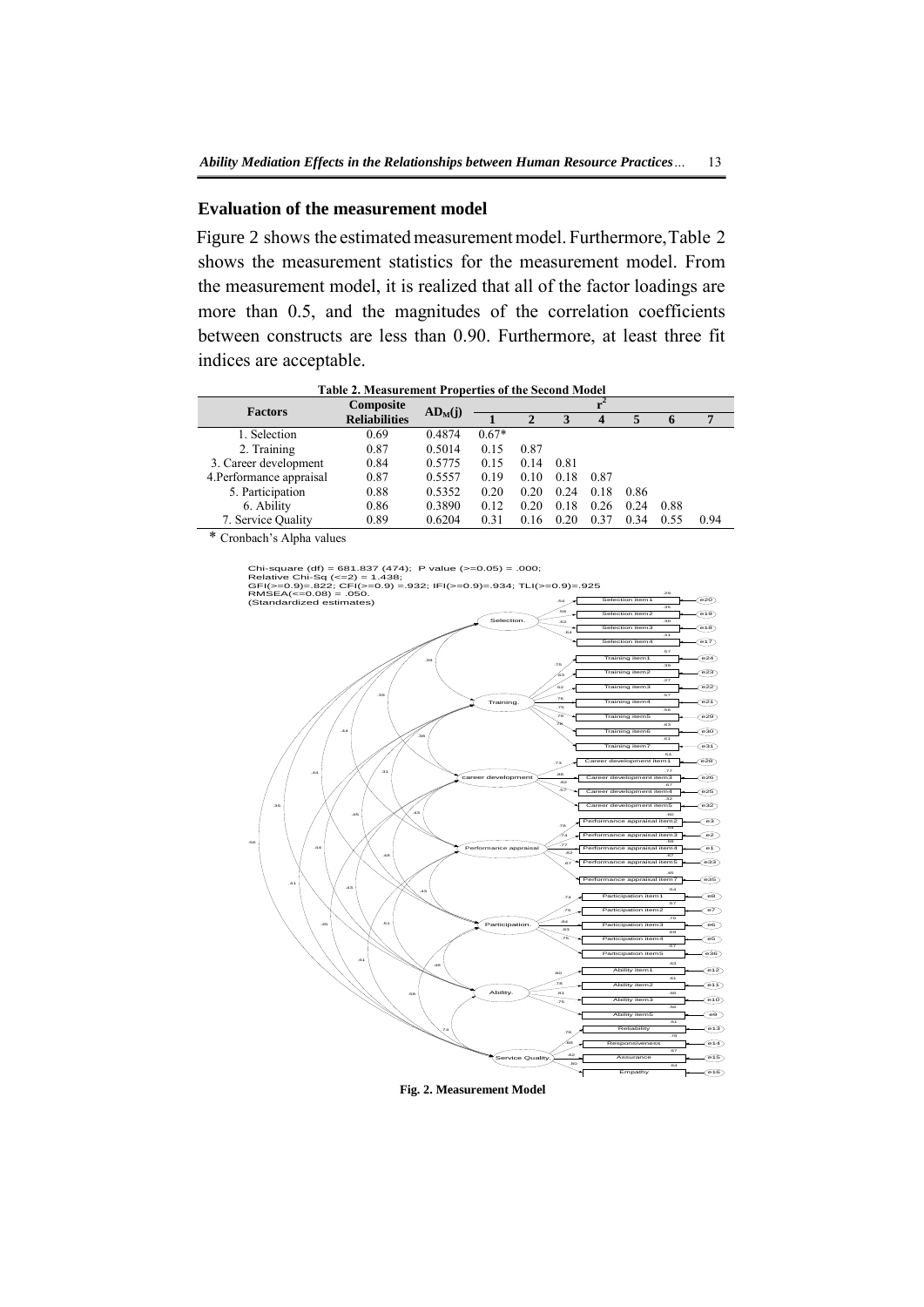## Evaluation of the measurement model

Figure 2 shows the estimated measurement model. Furthermore, Table 2 shows the measurement statistics for the measurement model. From the measurement model, it is realized that all of the factor loadings are more than 0.5, and the magnitudes of the correlation coefficients between constructs are less than 0.90. Furthermore, at least three fit indices are acceptable.

**Table 2. Measurement Properties of the Second Model**

| Factors | Composite Reliabilities | $AD_M(j)$ | $r^2$ | | | | | | |
|---|---|---|---|---|---|---|---|---|---|
| | | | 1 | 2 | 3 | 4 | 5 | 6 | 7 |
| 1. Selection | 0.69 | 0.4874 | 0.67* | | | | | | |
| 2. Training | 0.87 | 0.5014 | 0.15 | 0.87 | | | | | |
| 3. Career development | 0.84 | 0.5775 | 0.15 | 0.14 | 0.81 | | | | |
| 4.Performance appraisal | 0.87 | 0.5557 | 0.19 | 0.10 | 0.18 | 0.87 | | | |
| 5. Participation | 0.88 | 0.5352 | 0.20 | 0.20 | 0.24 | 0.18 | 0.86 | | |
| 6. Ability | 0.86 | 0.3890 | 0.12 | 0.20 | 0.18 | 0.26 | 0.24 | 0.88 | |
| 7. Service Quality | 0.89 | 0.6204 | 0.31 | 0.16 | 0.20 | 0.37 | 0.34 | 0.55 | 0.94 |

\* Cronbach's Alpha values

Chi-square (df) = 681.837 (474); P value (>=0.05) = .000;
Relative Chi-Sq (<=2) = 1.438;
GFI(>=0.9)=.822; CFI(>=0.9) =.932; IFI(>=0.9)=.934; TLI(>=0.9)=.925
RMSEA(<=0.08) = .050.
(Standardized estimates)

**Fig. 2. Measurement Model**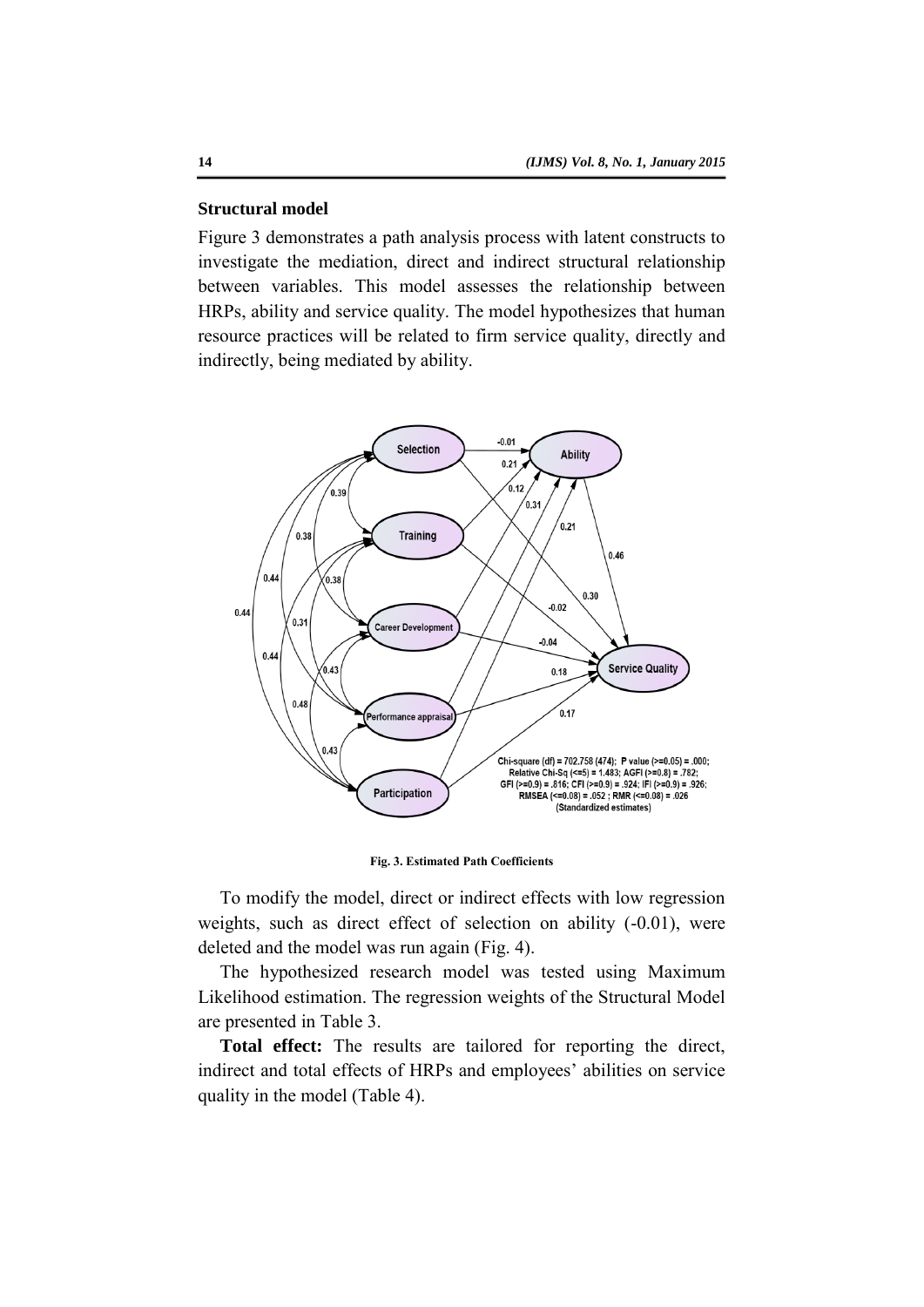### Structural model

Figure 3 demonstrates a path analysis process with latent constructs to investigate the mediation, direct and indirect structural relationship between variables. This model assesses the relationship between HRPs, ability and service quality. The model hypothesizes that human resource practices will be related to firm service quality, directly and indirectly, being mediated by ability.

Fig. 3. Estimated Path Coefficients

To modify the model, direct or indirect effects with low regression weights, such as direct effect of selection on ability (-0.01), were deleted and the model was run again (Fig. 4).

The hypothesized research model was tested using Maximum Likelihood estimation. The regression weights of the Structural Model are presented in Table 3.

**Total effect:** The results are tailored for reporting the direct, indirect and total effects of HRPs and employees' abilities on service quality in the model (Table 4).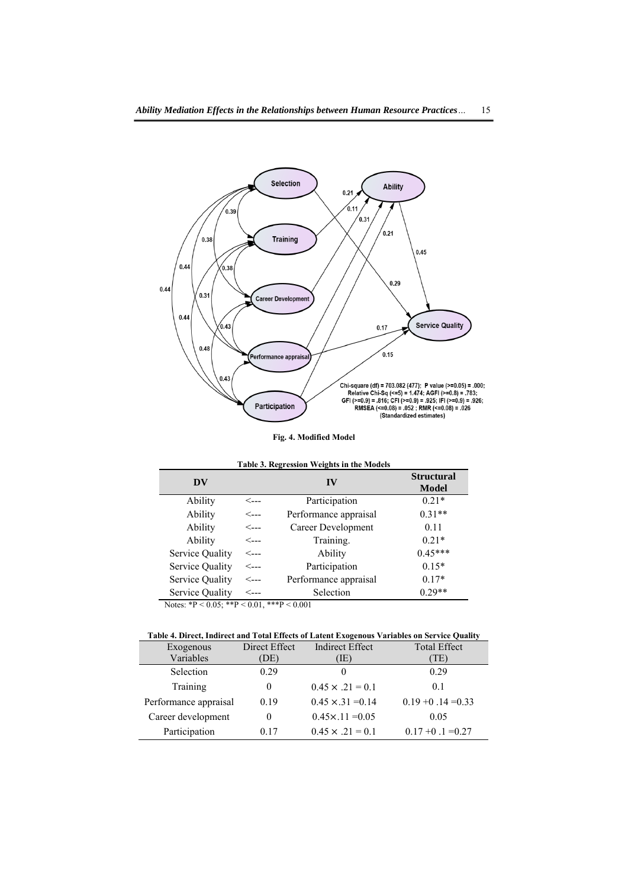Chi-square (df) = 703.082 (477); P value (>=0.05) = .000;
Relative Chi-Sq (<=5) = 1.474; AGFI (>=0.8) = .783;
GFI (>=0.9) = .816; CFI (>=0.9) = .925; IFI (>=0.9) = .926;
RMSEA (<=0.08) = .052 ; RMR (<=0.08) = .026
(Standardized estimates)

**Fig. 4. Modified Model**

**Table 3. Regression Weights in the Models**

| DV | | IV | Structural Model |
|---|---|---|---|
| Ability | <--- | Participation | 0.21* |
| Ability | <--- | Performance appraisal | 0.31** |
| Ability | <--- | Career Development | 0.11 |
| Ability | <--- | Training. | 0.21* |
| Service Quality | <--- | Ability | 0.45*** |
| Service Quality | <--- | Participation | 0.15* |
| Service Quality | <--- | Performance appraisal | 0.17* |
| Service Quality | <--- | Selection | 0.29** |

Notes: *P < 0.05; **P < 0.01, ***P < 0.001

**Table 4. Direct, Indirect and Total Effects of Latent Exogenous Variables on Service Quality**

| Exogenous Variables | Direct Effect (DE) | Indirect Effect (IE) | Total Effect (TE) |
|---|---|---|---|
| Selection | 0.29 | 0 | 0.29 |
| Training | 0 | $0.45 \times .21 = 0.1$ | 0.1 |
| Performance appraisal | 0.19 | $0.45 \times .31 = 0.14$ | $0.19 + 0 .14 = 0.33$ |
| Career development | 0 | $0.45 \times .11 = 0.05$ | 0.05 |
| Participation | 0.17 | $0.45 \times .21 = 0.1$ | $0.17 + 0 .1 = 0.27$ |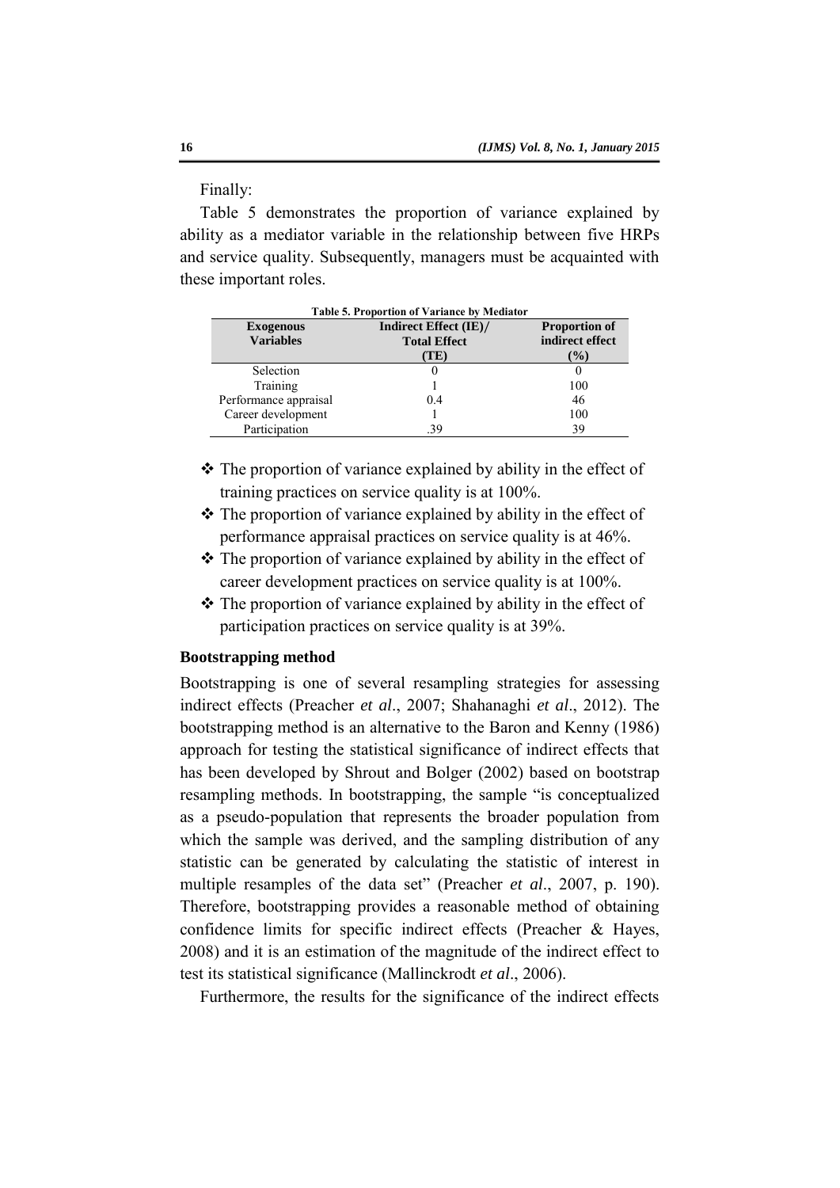Finally:

Table 5 demonstrates the proportion of variance explained by ability as a mediator variable in the relationship between five HRPs and service quality. Subsequently, managers must be acquainted with these important roles.

**Table 5. Proportion of Variance by Mediator**

| Exogenous Variables | Indirect Effect (IE)/ Total Effect (TE) | Proportion of indirect effect (%) |
|---|---|---|
| Selection | 0 | 0 |
| Training | 1 | 100 |
| Performance appraisal | 0.4 | 46 |
| Career development | 1 | 100 |
| Participation | .39 | 39 |

- ❖ The proportion of variance explained by ability in the effect of training practices on service quality is at 100%.
- ❖ The proportion of variance explained by ability in the effect of performance appraisal practices on service quality is at 46%.
- ❖ The proportion of variance explained by ability in the effect of career development practices on service quality is at 100%.
- ❖ The proportion of variance explained by ability in the effect of participation practices on service quality is at 39%.

**Bootstrapping method**

Bootstrapping is one of several resampling strategies for assessing indirect effects (Preacher *et al*., 2007; Shahanaghi *et al*., 2012). The bootstrapping method is an alternative to the Baron and Kenny (1986) approach for testing the statistical significance of indirect effects that has been developed by Shrout and Bolger (2002) based on bootstrap resampling methods. In bootstrapping, the sample "is conceptualized as a pseudo-population that represents the broader population from which the sample was derived, and the sampling distribution of any statistic can be generated by calculating the statistic of interest in multiple resamples of the data set" (Preacher *et al*., 2007, p. 190). Therefore, bootstrapping provides a reasonable method of obtaining confidence limits for specific indirect effects (Preacher & Hayes, 2008) and it is an estimation of the magnitude of the indirect effect to test its statistical significance (Mallinckrodt *et al*., 2006).

Furthermore, the results for the significance of the indirect effects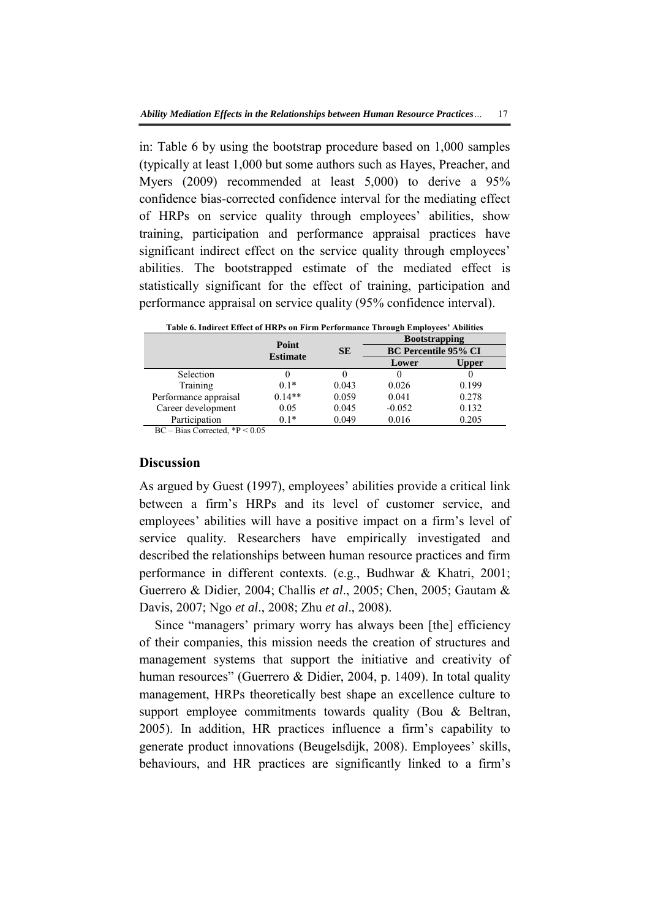in: Table 6 by using the bootstrap procedure based on 1,000 samples (typically at least 1,000 but some authors such as Hayes, Preacher, and Myers (2009) recommended at least 5,000) to derive a 95% confidence bias-corrected confidence interval for the mediating effect of HRPs on service quality through employees' abilities, show training, participation and performance appraisal practices have significant indirect effect on the service quality through employees' abilities. The bootstrapped estimate of the mediated effect is statistically significant for the effect of training, participation and performance appraisal on service quality (95% confidence interval).

**Table 6. Indirect Effect of HRPs on Firm Performance Through Employees' Abilities**

| | Point Estimate | SE | Bootstrapping BC Percentile 95% CI | |
|---|---|---|---|---|
| | | | Lower | Upper |
| Selection | 0 | 0 | 0 | 0 |
| Training | 0.1* | 0.043 | 0.026 | 0.199 |
| Performance appraisal | 0.14** | 0.059 | 0.041 | 0.278 |
| Career development | 0.05 | 0.045 | -0.052 | 0.132 |
| Participation | 0.1* | 0.049 | 0.016 | 0.205 |

BC – Bias Corrected, *P < 0.05

## Discussion

As argued by Guest (1997), employees' abilities provide a critical link between a firm's HRPs and its level of customer service, and employees' abilities will have a positive impact on a firm's level of service quality. Researchers have empirically investigated and described the relationships between human resource practices and firm performance in different contexts. (e.g., Budhwar & Khatri, 2001; Guerrero & Didier, 2004; Challis *et al*., 2005; Chen, 2005; Gautam & Davis, 2007; Ngo *et al*., 2008; Zhu *et al*., 2008).

Since "managers' primary worry has always been [the] efficiency of their companies, this mission needs the creation of structures and management systems that support the initiative and creativity of human resources" (Guerrero & Didier, 2004, p. 1409). In total quality management, HRPs theoretically best shape an excellence culture to support employee commitments towards quality (Bou & Beltran, 2005). In addition, HR practices influence a firm's capability to generate product innovations (Beugelsdijk, 2008). Employees' skills, behaviours, and HR practices are significantly linked to a firm's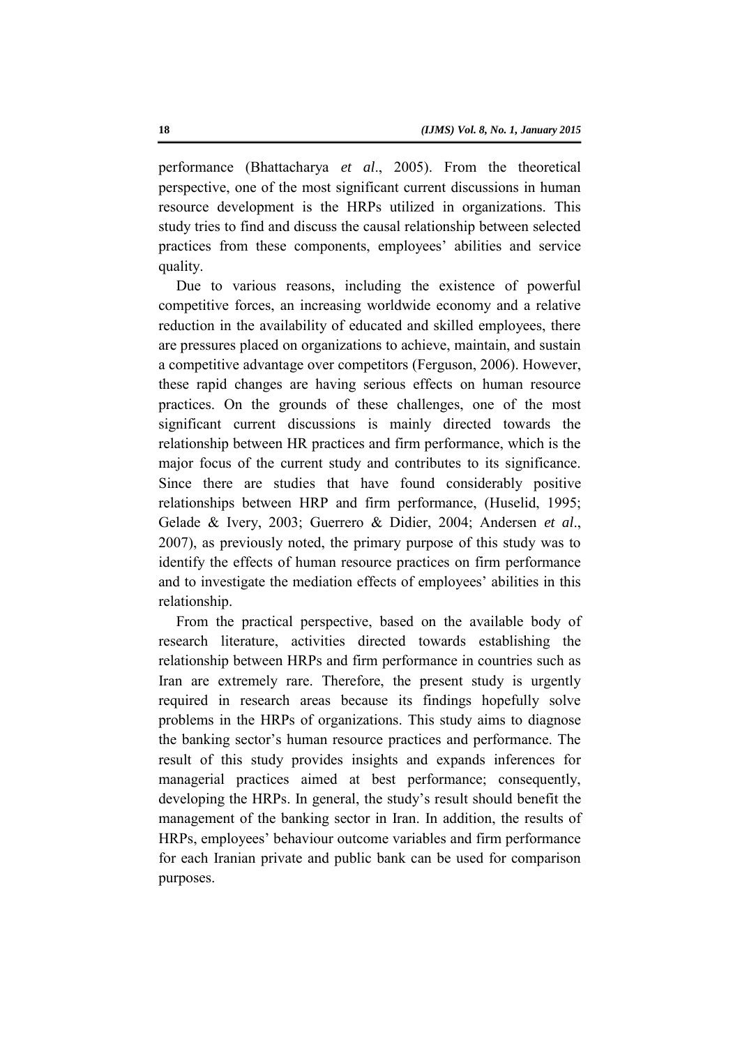performance (Bhattacharya *et al*., 2005). From the theoretical perspective, one of the most significant current discussions in human resource development is the HRPs utilized in organizations. This study tries to find and discuss the causal relationship between selected practices from these components, employees' abilities and service quality.

Due to various reasons, including the existence of powerful competitive forces, an increasing worldwide economy and a relative reduction in the availability of educated and skilled employees, there are pressures placed on organizations to achieve, maintain, and sustain a competitive advantage over competitors (Ferguson, 2006). However, these rapid changes are having serious effects on human resource practices. On the grounds of these challenges, one of the most significant current discussions is mainly directed towards the relationship between HR practices and firm performance, which is the major focus of the current study and contributes to its significance. Since there are studies that have found considerably positive relationships between HRP and firm performance, (Huselid, 1995; Gelade & Ivery, 2003; Guerrero & Didier, 2004; Andersen *et al*., 2007), as previously noted, the primary purpose of this study was to identify the effects of human resource practices on firm performance and to investigate the mediation effects of employees' abilities in this relationship.

From the practical perspective, based on the available body of research literature, activities directed towards establishing the relationship between HRPs and firm performance in countries such as Iran are extremely rare. Therefore, the present study is urgently required in research areas because its findings hopefully solve problems in the HRPs of organizations. This study aims to diagnose the banking sector's human resource practices and performance. The result of this study provides insights and expands inferences for managerial practices aimed at best performance; consequently, developing the HRPs. In general, the study's result should benefit the management of the banking sector in Iran. In addition, the results of HRPs, employees' behaviour outcome variables and firm performance for each Iranian private and public bank can be used for comparison purposes.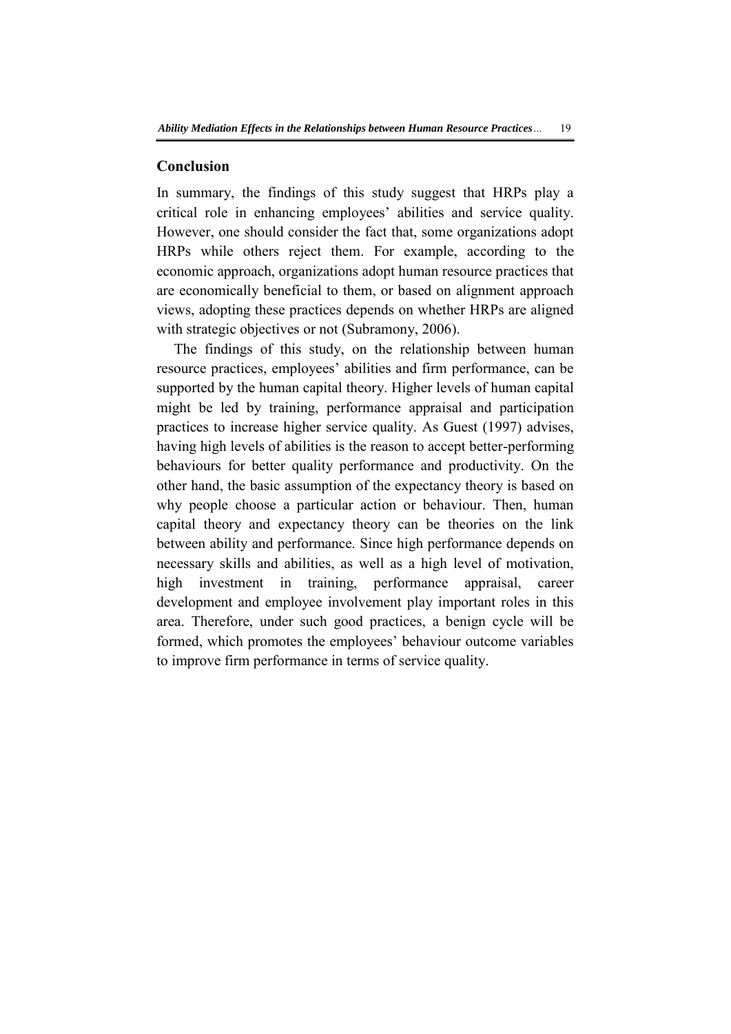## Conclusion

In summary, the findings of this study suggest that HRPs play a critical role in enhancing employees' abilities and service quality. However, one should consider the fact that, some organizations adopt HRPs while others reject them. For example, according to the economic approach, organizations adopt human resource practices that are economically beneficial to them, or based on alignment approach views, adopting these practices depends on whether HRPs are aligned with strategic objectives or not (Subramony, 2006).

The findings of this study, on the relationship between human resource practices, employees' abilities and firm performance, can be supported by the human capital theory. Higher levels of human capital might be led by training, performance appraisal and participation practices to increase higher service quality. As Guest (1997) advises, having high levels of abilities is the reason to accept better-performing behaviours for better quality performance and productivity. On the other hand, the basic assumption of the expectancy theory is based on why people choose a particular action or behaviour. Then, human capital theory and expectancy theory can be theories on the link between ability and performance. Since high performance depends on necessary skills and abilities, as well as a high level of motivation, high investment in training, performance appraisal, career development and employee involvement play important roles in this area. Therefore, under such good practices, a benign cycle will be formed, which promotes the employees' behaviour outcome variables to improve firm performance in terms of service quality.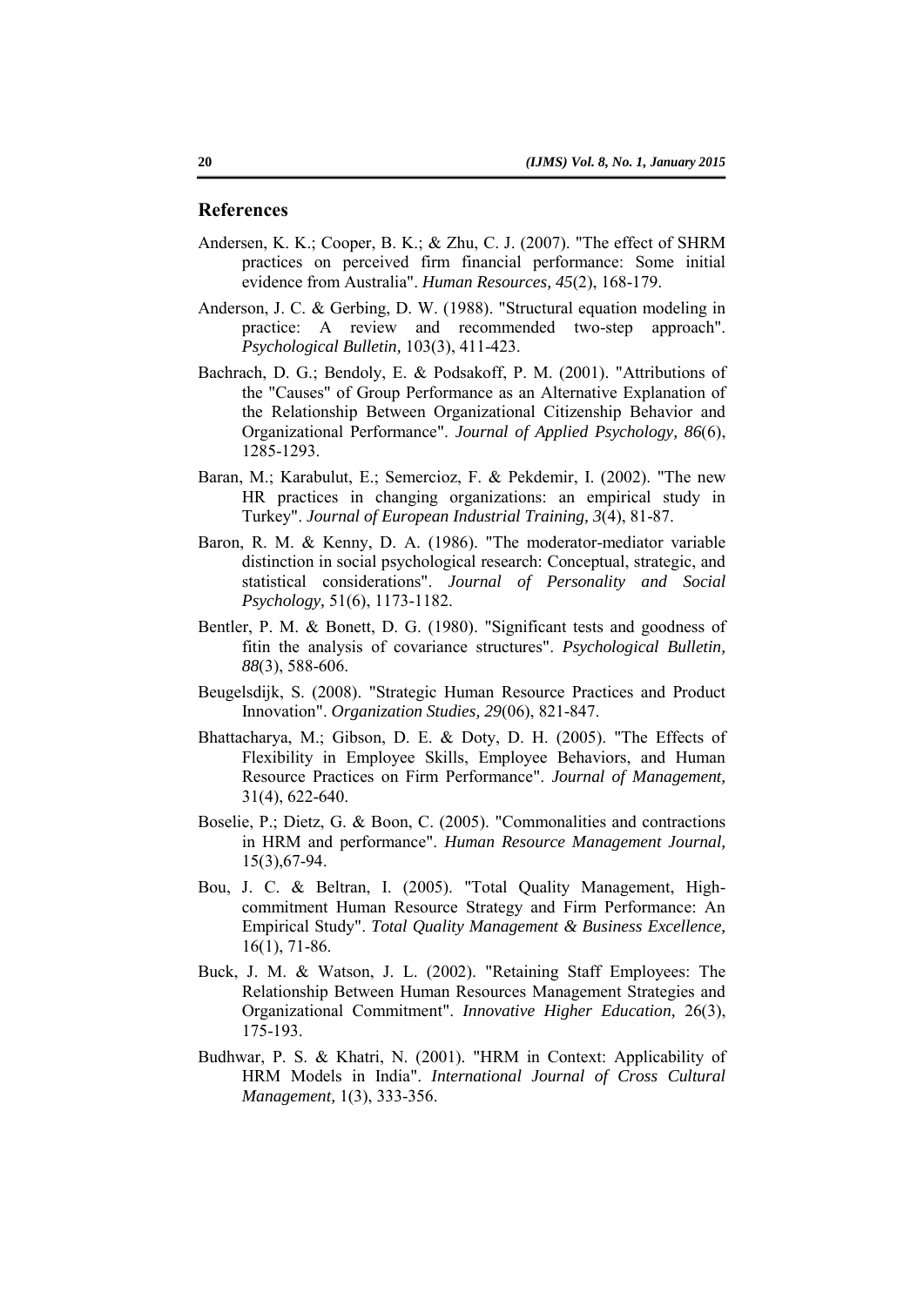## References

Andersen, K. K.; Cooper, B. K.; & Zhu, C. J. (2007). "The effect of SHRM practices on perceived firm financial performance: Some initial evidence from Australia". *Human Resources, 45*(2), 168-179.

Anderson, J. C. & Gerbing, D. W. (1988). "Structural equation modeling in practice: A review and recommended two-step approach". *Psychological Bulletin,* 103(3), 411-423.

Bachrach, D. G.; Bendoly, E. & Podsakoff, P. M. (2001). "Attributions of the "Causes" of Group Performance as an Alternative Explanation of the Relationship Between Organizational Citizenship Behavior and Organizational Performance". *Journal of Applied Psychology, 86*(6), 1285-1293.

Baran, M.; Karabulut, E.; Semercioz, F. & Pekdemir, I. (2002). "The new HR practices in changing organizations: an empirical study in Turkey". *Journal of European Industrial Training, 3*(4), 81-87.

Baron, R. M. & Kenny, D. A. (1986). "The moderator-mediator variable distinction in social psychological research: Conceptual, strategic, and statistical considerations". *Journal of Personality and Social Psychology,* 51(6), 1173-1182.

Bentler, P. M. & Bonett, D. G. (1980). "Significant tests and goodness of fitin the analysis of covariance structures". *Psychological Bulletin, 88*(3), 588-606.

Beugelsdijk, S. (2008). "Strategic Human Resource Practices and Product Innovation". *Organization Studies, 29*(06), 821-847.

Bhattacharya, M.; Gibson, D. E. & Doty, D. H. (2005). "The Effects of Flexibility in Employee Skills, Employee Behaviors, and Human Resource Practices on Firm Performance". *Journal of Management,* 31(4), 622-640.

Boselie, P.; Dietz, G. & Boon, C. (2005). "Commonalities and contractions in HRM and performance". *Human Resource Management Journal,* 15(3),67-94.

Bou, J. C. & Beltran, I. (2005). "Total Quality Management, High-commitment Human Resource Strategy and Firm Performance: An Empirical Study". *Total Quality Management & Business Excellence,* 16(1), 71-86.

Buck, J. M. & Watson, J. L. (2002). "Retaining Staff Employees: The Relationship Between Human Resources Management Strategies and Organizational Commitment". *Innovative Higher Education,* 26(3), 175-193.

Budhwar, P. S. & Khatri, N. (2001). "HRM in Context: Applicability of HRM Models in India". *International Journal of Cross Cultural Management,* 1(3), 333-356.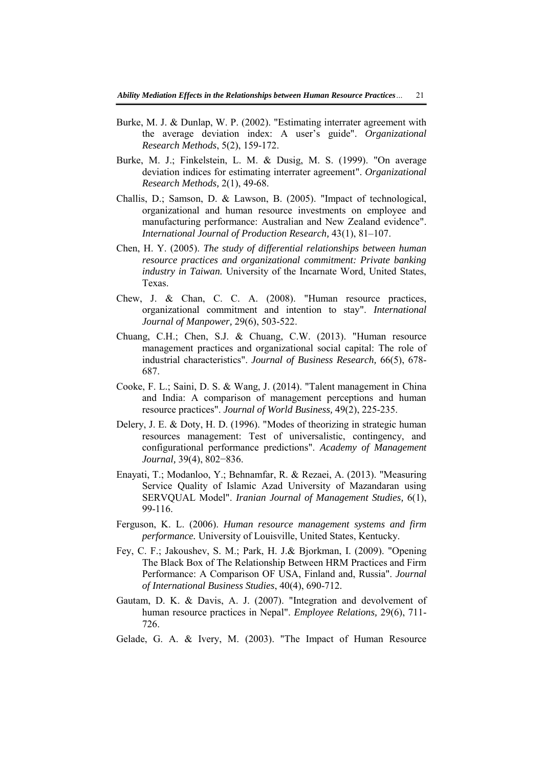Burke, M. J. & Dunlap, W. P. (2002). "Estimating interrater agreement with the average deviation index: A user's guide". *Organizational Research Methods*, 5(2), 159-172.

Burke, M. J.; Finkelstein, L. M. & Dusig, M. S. (1999). "On average deviation indices for estimating interrater agreement". *Organizational Research Methods,* 2(1), 49-68.

Challis, D.; Samson, D. & Lawson, B. (2005). "Impact of technological, organizational and human resource investments on employee and manufacturing performance: Australian and New Zealand evidence". *International Journal of Production Research,* 43(1), 81–107.

Chen, H. Y. (2005). *The study of differential relationships between human resource practices and organizational commitment: Private banking industry in Taiwan.* University of the Incarnate Word, United States, Texas.

Chew, J. & Chan, C. C. A. (2008). "Human resource practices, organizational commitment and intention to stay". *International Journal of Manpower,* 29(6), 503-522.

Chuang, C.H.; Chen, S.J. & Chuang, C.W. (2013). "Human resource management practices and organizational social capital: The role of industrial characteristics". *Journal of Business Research,* 66(5), 678-687.

Cooke, F. L.; Saini, D. S. & Wang, J. (2014). "Talent management in China and India: A comparison of management perceptions and human resource practices". *Journal of World Business,* 49(2), 225-235.

Delery, J. E. & Doty, H. D. (1996). "Modes of theorizing in strategic human resources management: Test of universalistic, contingency, and configurational performance predictions". *Academy of Management Journal,* 39(4), 802−836.

Enayati, T.; Modanloo, Y.; Behnamfar, R. & Rezaei, A. (2013). "Measuring Service Quality of Islamic Azad University of Mazandaran using SERVQUAL Model". *Iranian Journal of Management Studies,* 6(1), 99-116.

Ferguson, K. L. (2006). *Human resource management systems and firm performance.* University of Louisville, United States, Kentucky.

Fey, C. F.; Jakoushev, S. M.; Park, H. J.& Bjorkman, I. (2009). "Opening The Black Box of The Relationship Between HRM Practices and Firm Performance: A Comparison OF USA, Finland and, Russia". *Journal of International Business Studies*, 40(4), 690-712.

Gautam, D. K. & Davis, A. J. (2007). "Integration and devolvement of human resource practices in Nepal". *Employee Relations,* 29(6), 711-726.

Gelade, G. A. & Ivery, M. (2003). "The Impact of Human Resource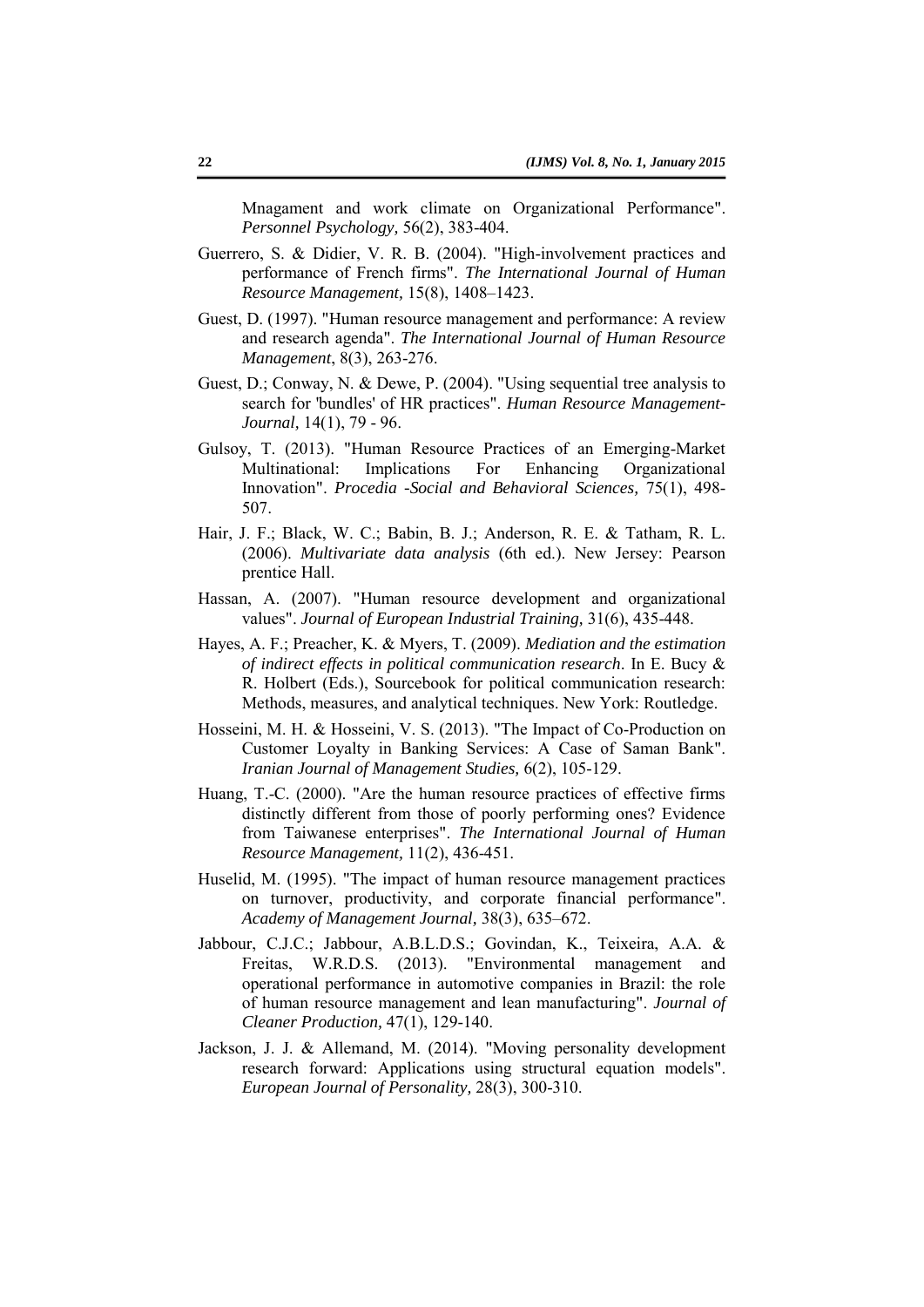Mnagament and work climate on Organizational Performance". *Personnel Psychology,* 56(2), 383-404.

Guerrero, S. & Didier, V. R. B. (2004). "High-involvement practices and performance of French firms". *The International Journal of Human Resource Management,* 15(8), 1408–1423.

Guest, D. (1997). "Human resource management and performance: A review and research agenda". *The International Journal of Human Resource Management*, 8(3), 263-276.

Guest, D.; Conway, N. & Dewe, P. (2004). "Using sequential tree analysis to search for 'bundles' of HR practices". *Human Resource Management-Journal,* 14(1), 79 - 96.

Gulsoy, T. (2013). "Human Resource Practices of an Emerging-Market Multinational: Implications For Enhancing Organizational Innovation". *Procedia -Social and Behavioral Sciences,* 75(1), 498-507.

Hair, J. F.; Black, W. C.; Babin, B. J.; Anderson, R. E. & Tatham, R. L. (2006). *Multivariate data analysis* (6th ed.). New Jersey: Pearson prentice Hall.

Hassan, A. (2007). "Human resource development and organizational values". *Journal of European Industrial Training,* 31(6), 435-448.

Hayes, A. F.; Preacher, K. & Myers, T. (2009). *Mediation and the estimation of indirect effects in political communication research*. In E. Bucy & R. Holbert (Eds.), Sourcebook for political communication research: Methods, measures, and analytical techniques. New York: Routledge.

Hosseini, M. H. & Hosseini, V. S. (2013). "The Impact of Co-Production on Customer Loyalty in Banking Services: A Case of Saman Bank". *Iranian Journal of Management Studies,* 6(2), 105-129.

Huang, T.-C. (2000). "Are the human resource practices of effective firms distinctly different from those of poorly performing ones? Evidence from Taiwanese enterprises". *The International Journal of Human Resource Management,* 11(2), 436-451.

Huselid, M. (1995). "The impact of human resource management practices on turnover, productivity, and corporate financial performance". *Academy of Management Journal*, 38(3), 635–672.

Jabbour, C.J.C.; Jabbour, A.B.L.D.S.; Govindan, K., Teixeira, A.A. & Freitas, W.R.D.S. (2013). "Environmental management and operational performance in automotive companies in Brazil: the role of human resource management and lean manufacturing". *Journal of Cleaner Production,* 47(1), 129-140.

Jackson, J. J. & Allemand, M. (2014). "Moving personality development research forward: Applications using structural equation models". *European Journal of Personality,* 28(3), 300-310.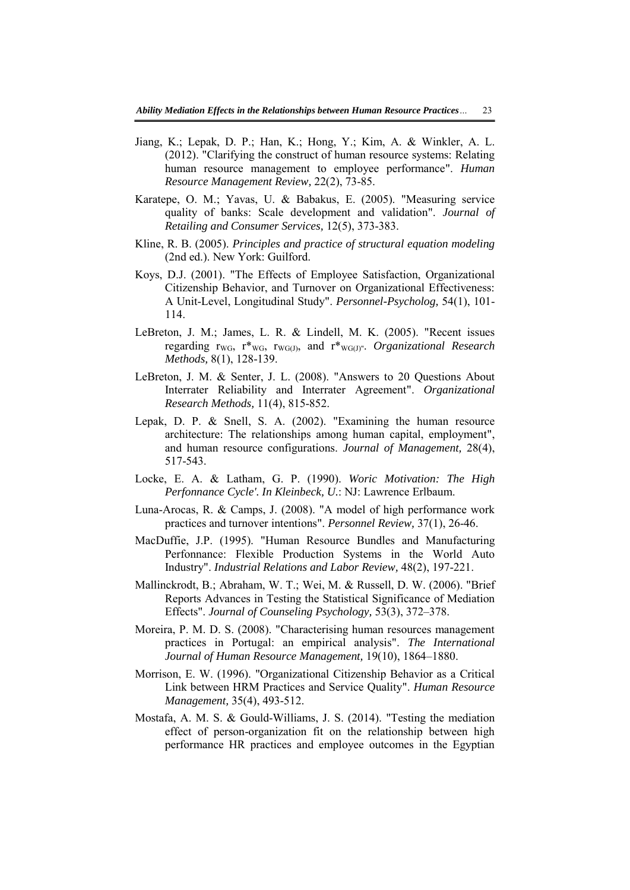Jiang, K.; Lepak, D. P.; Han, K.; Hong, Y.; Kim, A. & Winkler, A. L. (2012). "Clarifying the construct of human resource systems: Relating human resource management to employee performance". *Human Resource Management Review,* 22(2), 73-85.

Karatepe, O. M.; Yavas, U. & Babakus, E. (2005). "Measuring service quality of banks: Scale development and validation". *Journal of Retailing and Consumer Services,* 12(5), 373-383.

Kline, R. B. (2005). *Principles and practice of structural equation modeling* (2nd ed.). New York: Guilford.

Koys, D.J. (2001). "The Effects of Employee Satisfaction, Organizational Citizenship Behavior, and Turnover on Organizational Effectiveness: A Unit-Level, Longitudinal Study". *Personnel-Psycholog,* 54(1), 101-114.

LeBreton, J. M.; James, L. R. & Lindell, M. K. (2005). "Recent issues regarding $r_{WG}$, $r^*_{WG}$, $r_{WG(J)}$, and $r^*_{WG(J)}$". *Organizational Research Methods,* 8(1), 128-139.

LeBreton, J. M. & Senter, J. L. (2008). "Answers to 20 Questions About Interrater Reliability and Interrater Agreement". *Organizational Research Methods,* 11(4), 815-852.

Lepak, D. P. & Snell, S. A. (2002). "Examining the human resource architecture: The relationships among human capital, employment", and human resource configurations. *Journal of Management,* 28(4), 517-543.

Locke, E. A. & Latham, G. P. (1990). *Woric Motivation: The High Perfonnance Cycle'. In Kleinbeck, U.*: NJ: Lawrence Erlbaum.

Luna-Arocas, R. & Camps, J. (2008). "A model of high performance work practices and turnover intentions". *Personnel Review,* 37(1), 26-46.

MacDuffie, J.P. (1995). "Human Resource Bundles and Manufacturing Perfonnance: Flexible Production Systems in the World Auto Industry". *Industrial Relations and Labor Review,* 48(2), 197-221.

Mallinckrodt, B.; Abraham, W. T.; Wei, M. & Russell, D. W. (2006). "Brief Reports Advances in Testing the Statistical Significance of Mediation Effects". *Journal of Counseling Psychology,* 53(3), 372–378.

Moreira, P. M. D. S. (2008). "Characterising human resources management practices in Portugal: an empirical analysis". *The International Journal of Human Resource Management,* 19(10), 1864–1880.

Morrison, E. W. (1996). "Organizational Citizenship Behavior as a Critical Link between HRM Practices and Service Quality". *Human Resource Management,* 35(4), 493-512.

Mostafa, A. M. S. & Gould-Williams, J. S. (2014). "Testing the mediation effect of person-organization fit on the relationship between high performance HR practices and employee outcomes in the Egyptian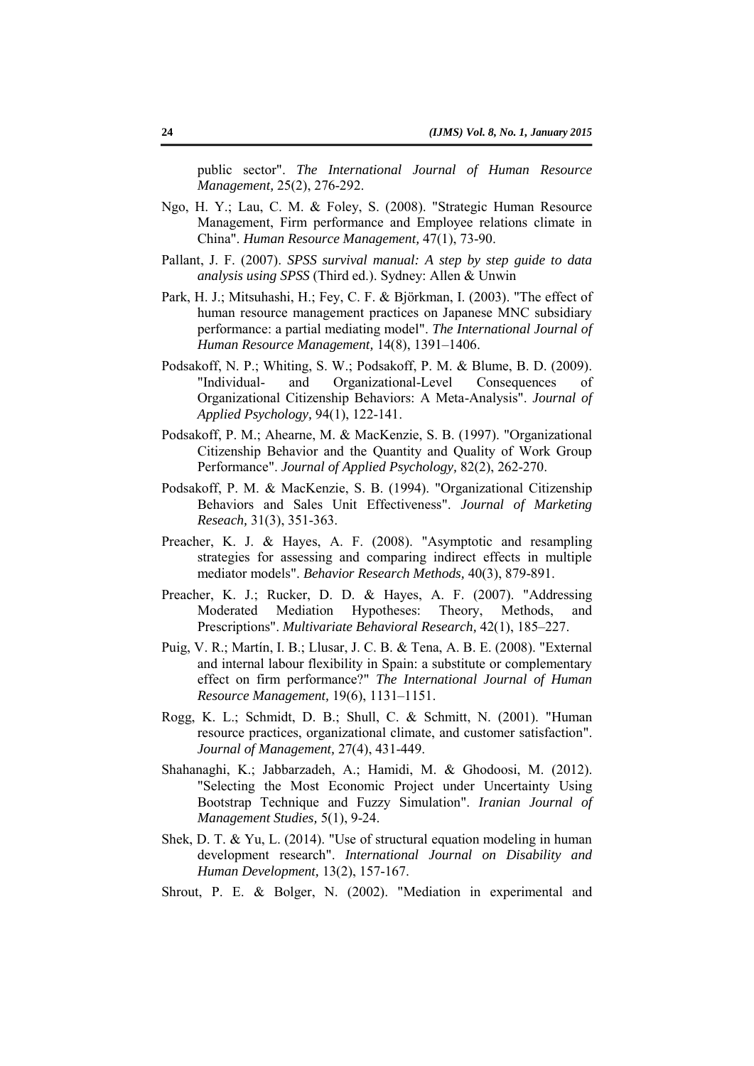public sector". *The International Journal of Human Resource Management,* 25(2), 276-292.

Ngo, H. Y.; Lau, C. M. & Foley, S. (2008). "Strategic Human Resource Management, Firm performance and Employee relations climate in China". *Human Resource Management,* 47(1), 73-90.

Pallant, J. F. (2007). *SPSS survival manual: A step by step guide to data analysis using SPSS* (Third ed.). Sydney: Allen & Unwin

Park, H. J.; Mitsuhashi, H.; Fey, C. F. & Björkman, I. (2003). "The effect of human resource management practices on Japanese MNC subsidiary performance: a partial mediating model". *The International Journal of Human Resource Management,* 14(8), 1391–1406.

Podsakoff, N. P.; Whiting, S. W.; Podsakoff, P. M. & Blume, B. D. (2009). "Individual- and Organizational-Level Consequences of Organizational Citizenship Behaviors: A Meta-Analysis". *Journal of Applied Psychology,* 94(1), 122-141.

Podsakoff, P. M.; Ahearne, M. & MacKenzie, S. B. (1997). "Organizational Citizenship Behavior and the Quantity and Quality of Work Group Performance". *Journal of Applied Psychology,* 82(2), 262-270.

Podsakoff, P. M. & MacKenzie, S. B. (1994). "Organizational Citizenship Behaviors and Sales Unit Effectiveness". *Journal of Marketing Reseach,* 31(3), 351-363.

Preacher, K. J. & Hayes, A. F. (2008). "Asymptotic and resampling strategies for assessing and comparing indirect effects in multiple mediator models". *Behavior Research Methods,* 40(3), 879-891.

Preacher, K. J.; Rucker, D. D. & Hayes, A. F. (2007). "Addressing Moderated Mediation Hypotheses: Theory, Methods, and Prescriptions". *Multivariate Behavioral Research,* 42(1), 185–227.

Puig, V. R.; Martín, I. B.; Llusar, J. C. B. & Tena, A. B. E. (2008). "External and internal labour flexibility in Spain: a substitute or complementary effect on firm performance?" *The International Journal of Human Resource Management,* 19(6), 1131–1151.

Rogg, K. L.; Schmidt, D. B.; Shull, C. & Schmitt, N. (2001). "Human resource practices, organizational climate, and customer satisfaction". *Journal of Management,* 27(4), 431-449.

Shahanaghi, K.; Jabbarzadeh, A.; Hamidi, M. & Ghodoosi, M. (2012). "Selecting the Most Economic Project under Uncertainty Using Bootstrap Technique and Fuzzy Simulation". *Iranian Journal of Management Studies,* 5(1), 9-24.

Shek, D. T. & Yu, L. (2014). "Use of structural equation modeling in human development research". *International Journal on Disability and Human Development,* 13(2), 157-167.

Shrout, P. E. & Bolger, N. (2002). "Mediation in experimental and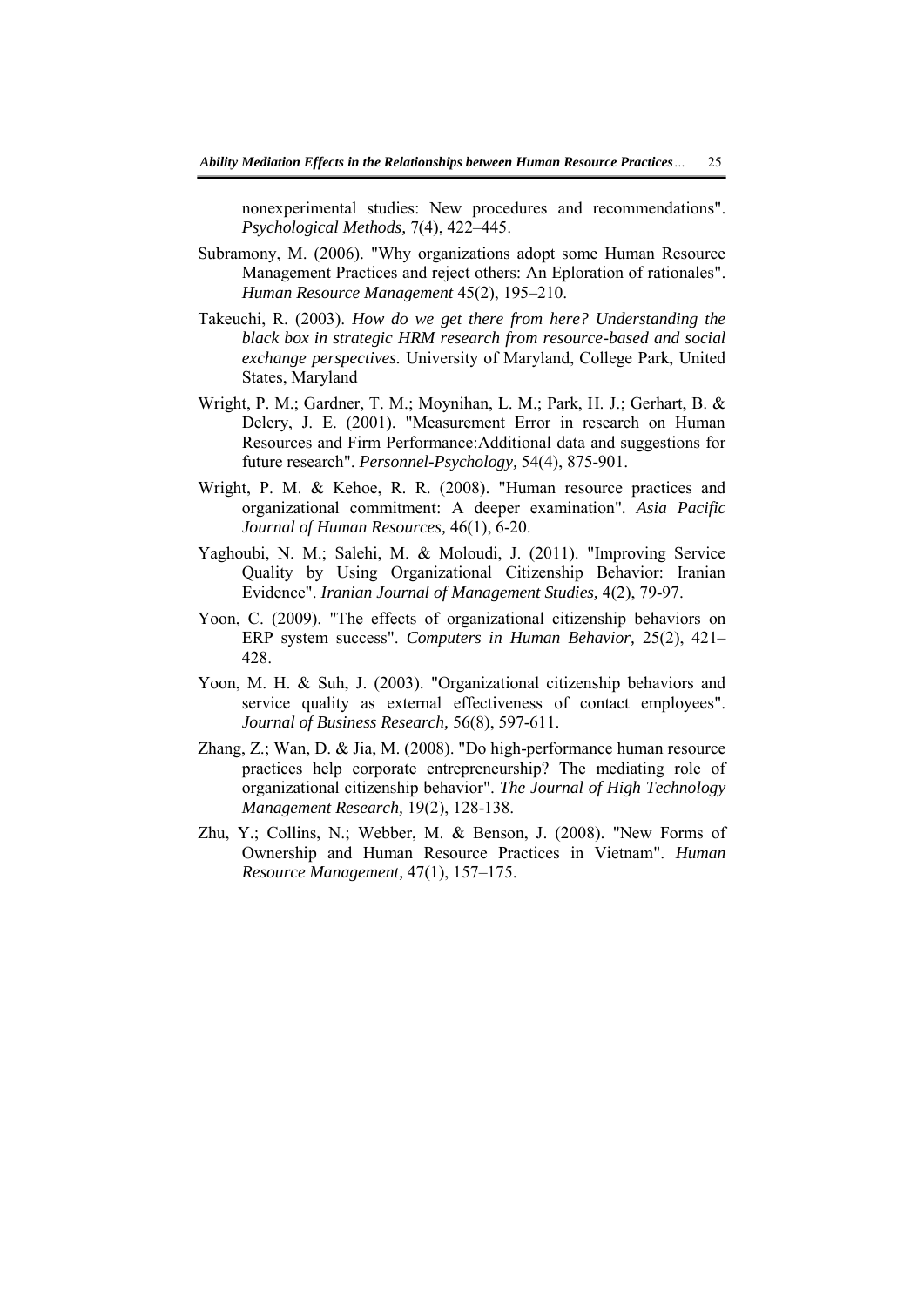nonexperimental studies: New procedures and recommendations". *Psychological Methods,* 7(4), 422–445.

Subramony, M. (2006). "Why organizations adopt some Human Resource Management Practices and reject others: An Eploration of rationales". *Human Resource Management* 45(2), 195–210.

Takeuchi, R. (2003). *How do we get there from here? Understanding the black box in strategic HRM research from resource-based and social exchange perspectives.* University of Maryland, College Park, United States, Maryland

Wright, P. M.; Gardner, T. M.; Moynihan, L. M.; Park, H. J.; Gerhart, B. & Delery, J. E. (2001). "Measurement Error in research on Human Resources and Firm Performance:Additional data and suggestions for future research". *Personnel-Psychology,* 54(4), 875-901.

Wright, P. M. & Kehoe, R. R. (2008). "Human resource practices and organizational commitment: A deeper examination". *Asia Pacific Journal of Human Resources,* 46(1), 6-20.

Yaghoubi, N. M.; Salehi, M. & Moloudi, J. (2011). "Improving Service Quality by Using Organizational Citizenship Behavior: Iranian Evidence". *Iranian Journal of Management Studies,* 4(2), 79-97.

Yoon, C. (2009). "The effects of organizational citizenship behaviors on ERP system success". *Computers in Human Behavior,* 25(2), 421–428.

Yoon, M. H. & Suh, J. (2003). "Organizational citizenship behaviors and service quality as external effectiveness of contact employees". *Journal of Business Research,* 56(8), 597-611.

Zhang, Z.; Wan, D. & Jia, M. (2008). "Do high-performance human resource practices help corporate entrepreneurship? The mediating role of organizational citizenship behavior". *The Journal of High Technology Management Research,* 19(2), 128-138.

Zhu, Y.; Collins, N.; Webber, M. & Benson, J. (2008). "New Forms of Ownership and Human Resource Practices in Vietnam". *Human Resource Management,* 47(1), 157–175.